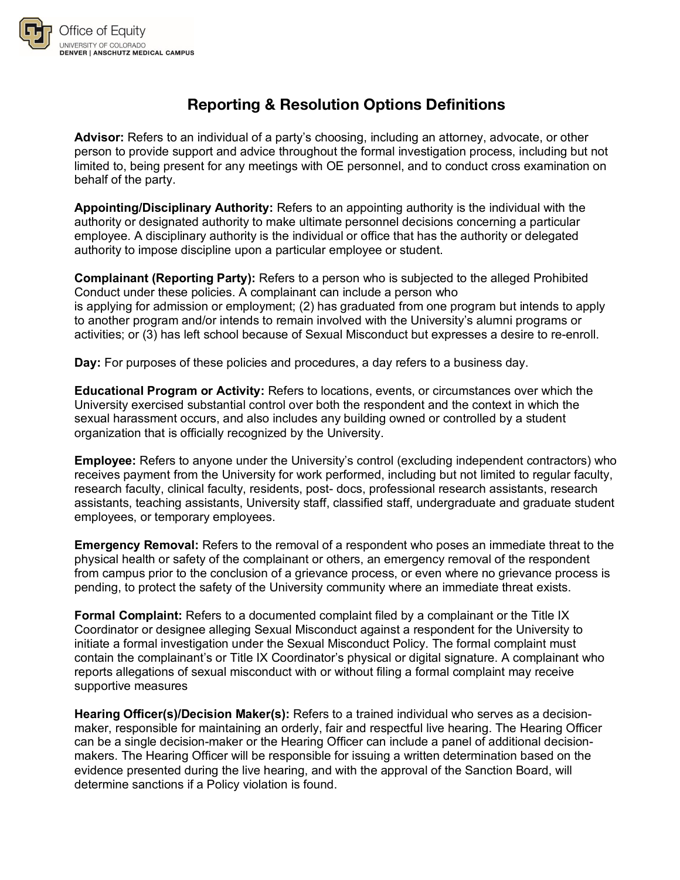Office of Equity
UNIVERSITY OF COLORADO
DENVER | ANSCHUTZ MEDICAL CAMPUS

# Reporting & Resolution Options Definitions

**Advisor:** Refers to an individual of a party's choosing, including an attorney, advocate, or other person to provide support and advice throughout the formal investigation process, including but not limited to, being present for any meetings with OE personnel, and to conduct cross examination on behalf of the party.

**Appointing/Disciplinary Authority:** Refers to an appointing authority is the individual with the authority or designated authority to make ultimate personnel decisions concerning a particular employee. A disciplinary authority is the individual or office that has the authority or delegated authority to impose discipline upon a particular employee or student.

**Complainant (Reporting Party):** Refers to a person who is subjected to the alleged Prohibited Conduct under these policies. A complainant can include a person who is applying for admission or employment; (2) has graduated from one program but intends to apply to another program and/or intends to remain involved with the University's alumni programs or activities; or (3) has left school because of Sexual Misconduct but expresses a desire to re-enroll.

**Day:** For purposes of these policies and procedures, a day refers to a business day.

**Educational Program or Activity:** Refers to locations, events, or circumstances over which the University exercised substantial control over both the respondent and the context in which the sexual harassment occurs, and also includes any building owned or controlled by a student organization that is officially recognized by the University.

**Employee:** Refers to anyone under the University's control (excluding independent contractors) who receives payment from the University for work performed, including but not limited to regular faculty, research faculty, clinical faculty, residents, post- docs, professional research assistants, research assistants, teaching assistants, University staff, classified staff, undergraduate and graduate student employees, or temporary employees.

**Emergency Removal:** Refers to the removal of a respondent who poses an immediate threat to the physical health or safety of the complainant or others, an emergency removal of the respondent from campus prior to the conclusion of a grievance process, or even where no grievance process is pending, to protect the safety of the University community where an immediate threat exists.

**Formal Complaint:** Refers to a documented complaint filed by a complainant or the Title IX Coordinator or designee alleging Sexual Misconduct against a respondent for the University to initiate a formal investigation under the Sexual Misconduct Policy. The formal complaint must contain the complainant's or Title IX Coordinator's physical or digital signature. A complainant who reports allegations of sexual misconduct with or without filing a formal complaint may receive supportive measures

**Hearing Officer(s)/Decision Maker(s):** Refers to a trained individual who serves as a decision-maker, responsible for maintaining an orderly, fair and respectful live hearing. The Hearing Officer can be a single decision-maker or the Hearing Officer can include a panel of additional decision-makers. The Hearing Officer will be responsible for issuing a written determination based on the evidence presented during the live hearing, and with the approval of the Sanction Board, will determine sanctions if a Policy violation is found.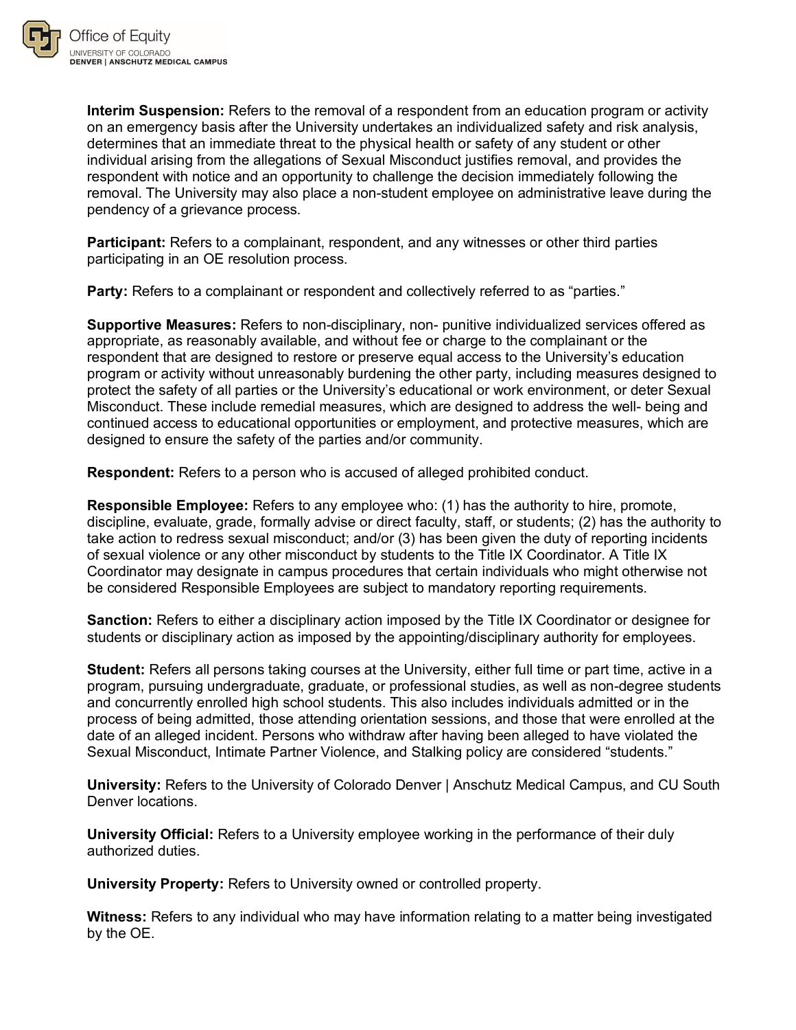**Interim Suspension:** Refers to the removal of a respondent from an education program or activity on an emergency basis after the University undertakes an individualized safety and risk analysis, determines that an immediate threat to the physical health or safety of any student or other individual arising from the allegations of Sexual Misconduct justifies removal, and provides the respondent with notice and an opportunity to challenge the decision immediately following the removal. The University may also place a non-student employee on administrative leave during the pendency of a grievance process.

**Participant:** Refers to a complainant, respondent, and any witnesses or other third parties participating in an OE resolution process.

**Party:** Refers to a complainant or respondent and collectively referred to as "parties."

**Supportive Measures:** Refers to non-disciplinary, non- punitive individualized services offered as appropriate, as reasonably available, and without fee or charge to the complainant or the respondent that are designed to restore or preserve equal access to the University's education program or activity without unreasonably burdening the other party, including measures designed to protect the safety of all parties or the University's educational or work environment, or deter Sexual Misconduct. These include remedial measures, which are designed to address the well- being and continued access to educational opportunities or employment, and protective measures, which are designed to ensure the safety of the parties and/or community.

**Respondent:** Refers to a person who is accused of alleged prohibited conduct.

**Responsible Employee:** Refers to any employee who: (1) has the authority to hire, promote, discipline, evaluate, grade, formally advise or direct faculty, staff, or students; (2) has the authority to take action to redress sexual misconduct; and/or (3) has been given the duty of reporting incidents of sexual violence or any other misconduct by students to the Title IX Coordinator. A Title IX Coordinator may designate in campus procedures that certain individuals who might otherwise not be considered Responsible Employees are subject to mandatory reporting requirements.

**Sanction:** Refers to either a disciplinary action imposed by the Title IX Coordinator or designee for students or disciplinary action as imposed by the appointing/disciplinary authority for employees.

**Student:** Refers all persons taking courses at the University, either full time or part time, active in a program, pursuing undergraduate, graduate, or professional studies, as well as non-degree students and concurrently enrolled high school students. This also includes individuals admitted or in the process of being admitted, those attending orientation sessions, and those that were enrolled at the date of an alleged incident. Persons who withdraw after having been alleged to have violated the Sexual Misconduct, Intimate Partner Violence, and Stalking policy are considered "students."

**University:** Refers to the University of Colorado Denver | Anschutz Medical Campus, and CU South Denver locations.

**University Official:** Refers to a University employee working in the performance of their duly authorized duties.

**University Property:** Refers to University owned or controlled property.

**Witness:** Refers to any individual who may have information relating to a matter being investigated by the OE.